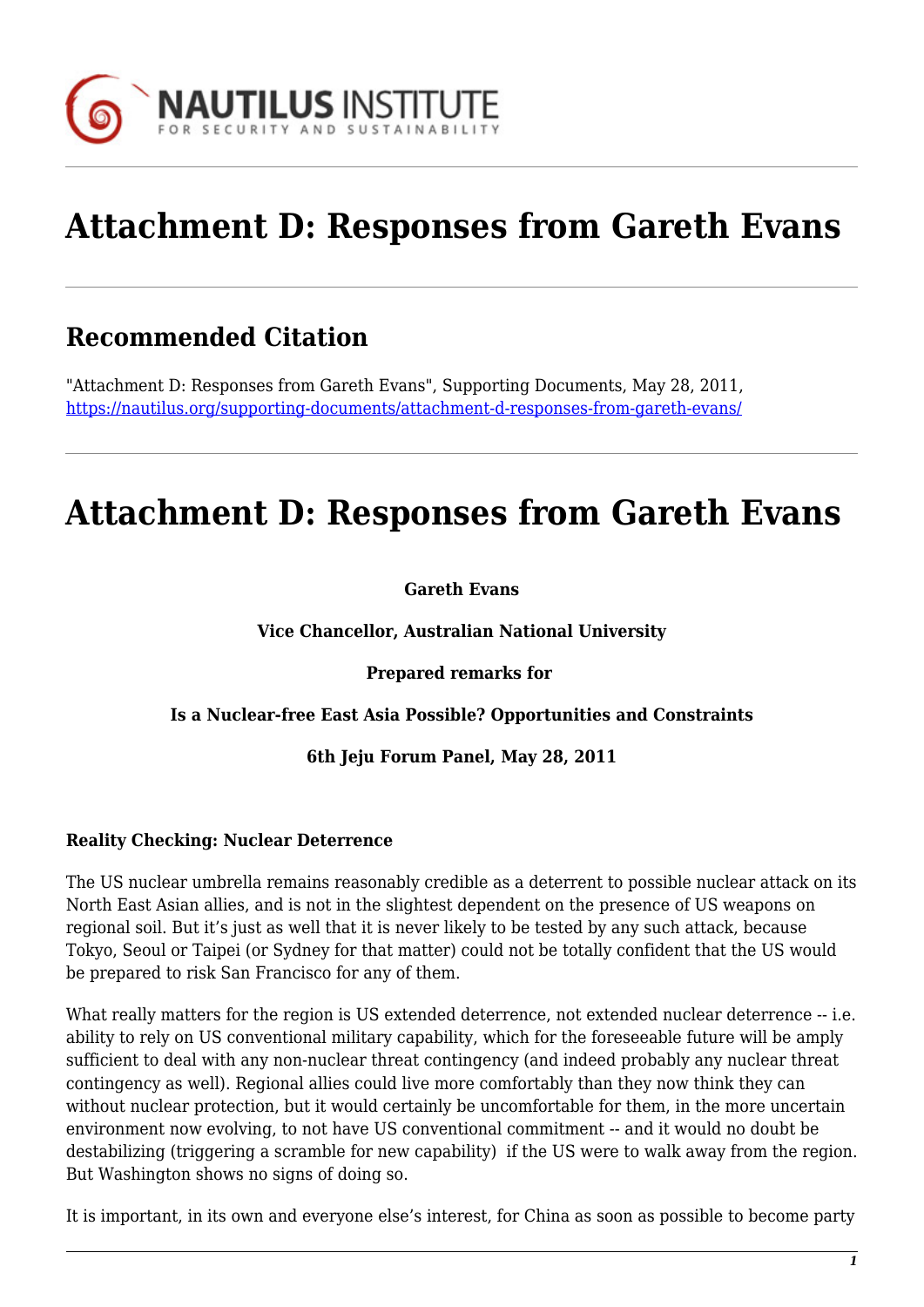# Attachment D: Responses from Gareth Evans

## Recommended Citation

"Attachment D: Responses from Gareth Evans", Supporting Documents, May 28, 2011, https://nautilus.org/supporting-documents/attachment-d-responses-from-gareth-evans/

# Attachment D: Responses from Gareth Evans

**Gareth Evans**

**Vice Chancellor, Australian National University**

**Prepared remarks for**

**Is a Nuclear-free East Asia Possible? Opportunities and Constraints**

**6th Jeju Forum Panel, May 28, 2011**

**Reality Checking: Nuclear Deterrence**

The US nuclear umbrella remains reasonably credible as a deterrent to possible nuclear attack on its North East Asian allies, and is not in the slightest dependent on the presence of US weapons on regional soil. But it's just as well that it is never likely to be tested by any such attack, because Tokyo, Seoul or Taipei (or Sydney for that matter) could not be totally confident that the US would be prepared to risk San Francisco for any of them.

What really matters for the region is US extended deterrence, not extended nuclear deterrence -- i.e. ability to rely on US conventional military capability, which for the foreseeable future will be amply sufficient to deal with any non-nuclear threat contingency (and indeed probably any nuclear threat contingency as well). Regional allies could live more comfortably than they now think they can without nuclear protection, but it would certainly be uncomfortable for them, in the more uncertain environment now evolving, to not have US conventional commitment -- and it would no doubt be destabilizing (triggering a scramble for new capability) if the US were to walk away from the region. But Washington shows no signs of doing so.

It is important, in its own and everyone else's interest, for China as soon as possible to become party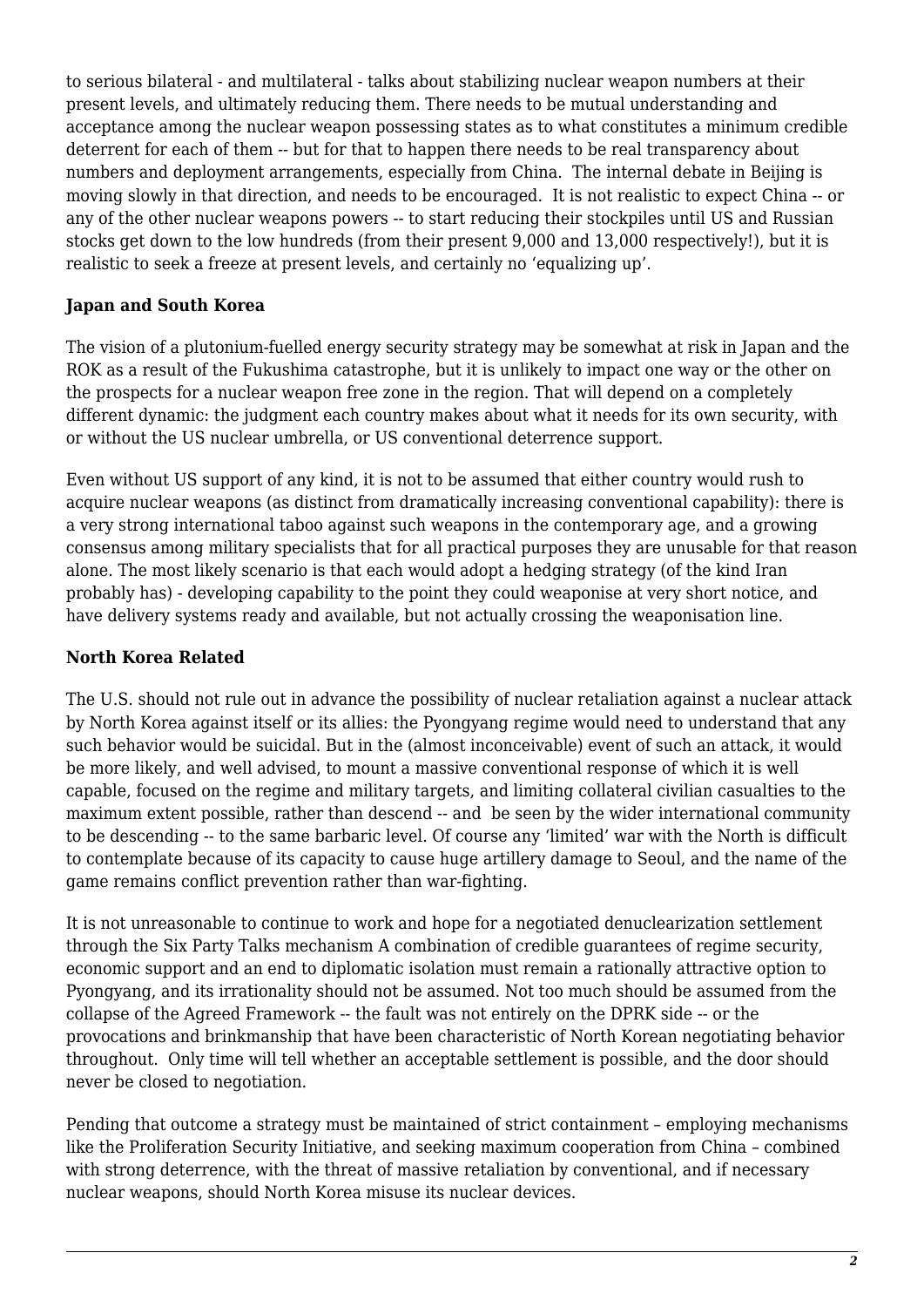to serious bilateral - and multilateral - talks about stabilizing nuclear weapon numbers at their present levels, and ultimately reducing them. There needs to be mutual understanding and acceptance among the nuclear weapon possessing states as to what constitutes a minimum credible deterrent for each of them -- but for that to happen there needs to be real transparency about numbers and deployment arrangements, especially from China. The internal debate in Beijing is moving slowly in that direction, and needs to be encouraged. It is not realistic to expect China -- or any of the other nuclear weapons powers -- to start reducing their stockpiles until US and Russian stocks get down to the low hundreds (from their present 9,000 and 13,000 respectively!), but it is realistic to seek a freeze at present levels, and certainly no 'equalizing up'.

**Japan and South Korea**

The vision of a plutonium-fuelled energy security strategy may be somewhat at risk in Japan and the ROK as a result of the Fukushima catastrophe, but it is unlikely to impact one way or the other on the prospects for a nuclear weapon free zone in the region. That will depend on a completely different dynamic: the judgment each country makes about what it needs for its own security, with or without the US nuclear umbrella, or US conventional deterrence support.

Even without US support of any kind, it is not to be assumed that either country would rush to acquire nuclear weapons (as distinct from dramatically increasing conventional capability): there is a very strong international taboo against such weapons in the contemporary age, and a growing consensus among military specialists that for all practical purposes they are unusable for that reason alone. The most likely scenario is that each would adopt a hedging strategy (of the kind Iran probably has) - developing capability to the point they could weaponise at very short notice, and have delivery systems ready and available, but not actually crossing the weaponisation line.

**North Korea Related**

The U.S. should not rule out in advance the possibility of nuclear retaliation against a nuclear attack by North Korea against itself or its allies: the Pyongyang regime would need to understand that any such behavior would be suicidal. But in the (almost inconceivable) event of such an attack, it would be more likely, and well advised, to mount a massive conventional response of which it is well capable, focused on the regime and military targets, and limiting collateral civilian casualties to the maximum extent possible, rather than descend -- and be seen by the wider international community to be descending -- to the same barbaric level. Of course any 'limited' war with the North is difficult to contemplate because of its capacity to cause huge artillery damage to Seoul, and the name of the game remains conflict prevention rather than war-fighting.

It is not unreasonable to continue to work and hope for a negotiated denuclearization settlement through the Six Party Talks mechanism A combination of credible guarantees of regime security, economic support and an end to diplomatic isolation must remain a rationally attractive option to Pyongyang, and its irrationality should not be assumed. Not too much should be assumed from the collapse of the Agreed Framework -- the fault was not entirely on the DPRK side -- or the provocations and brinkmanship that have been characteristic of North Korean negotiating behavior throughout. Only time will tell whether an acceptable settlement is possible, and the door should never be closed to negotiation.

Pending that outcome a strategy must be maintained of strict containment – employing mechanisms like the Proliferation Security Initiative, and seeking maximum cooperation from China – combined with strong deterrence, with the threat of massive retaliation by conventional, and if necessary nuclear weapons, should North Korea misuse its nuclear devices.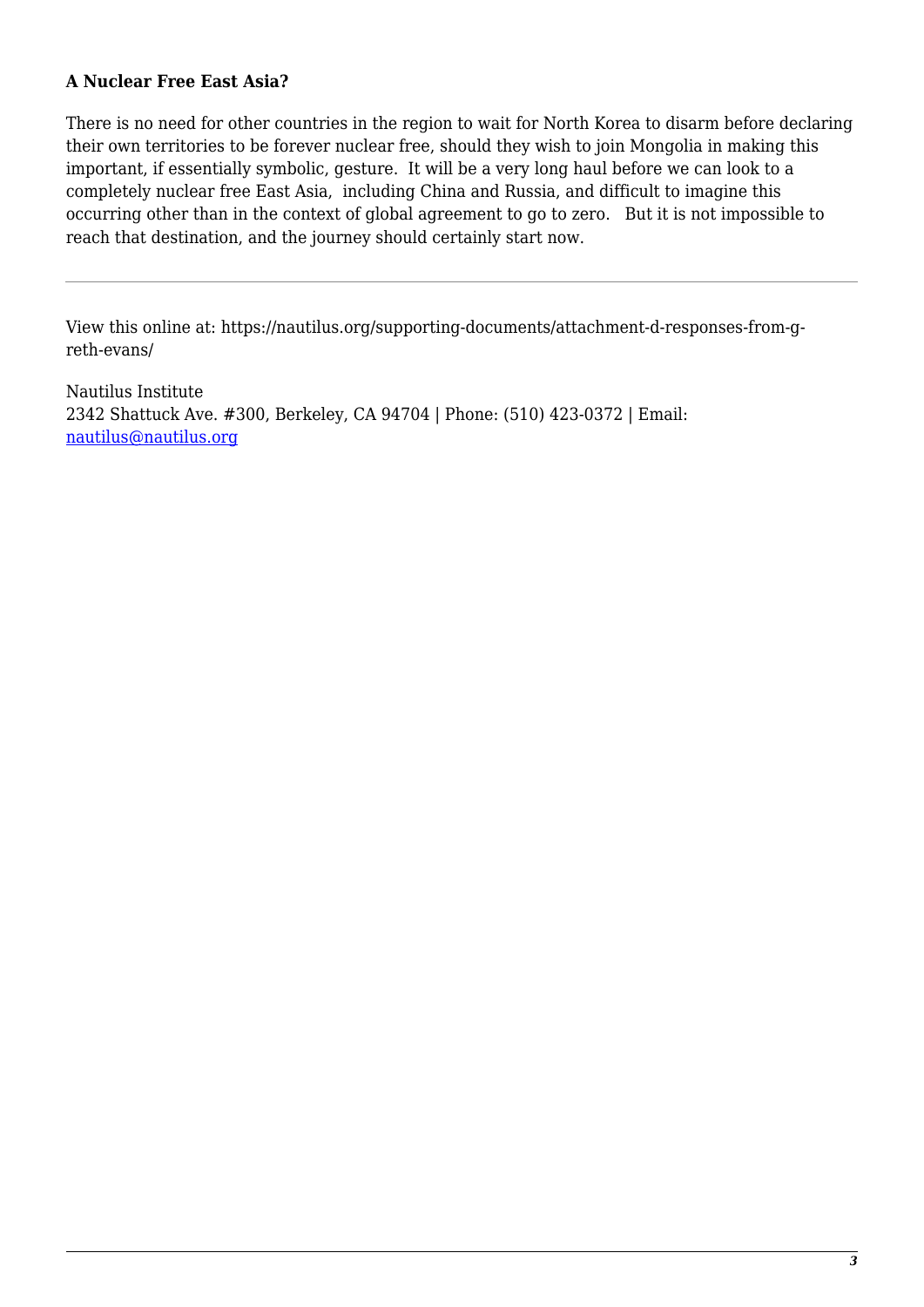### A Nuclear Free East Asia?

There is no need for other countries in the region to wait for North Korea to disarm before declaring their own territories to be forever nuclear free, should they wish to join Mongolia in making this important, if essentially symbolic, gesture. It will be a very long haul before we can look to a completely nuclear free East Asia, including China and Russia, and difficult to imagine this occurring other than in the context of global agreement to go to zero. But it is not impossible to reach that destination, and the journey should certainly start now.

---

View this online at: https://nautilus.org/supporting-documents/attachment-d-responses-from-g-reth-evans/

Nautilus Institute
2342 Shattuck Ave. #300, Berkeley, CA 94704 | Phone: (510) 423-0372 | Email: nautilus@nautilus.org